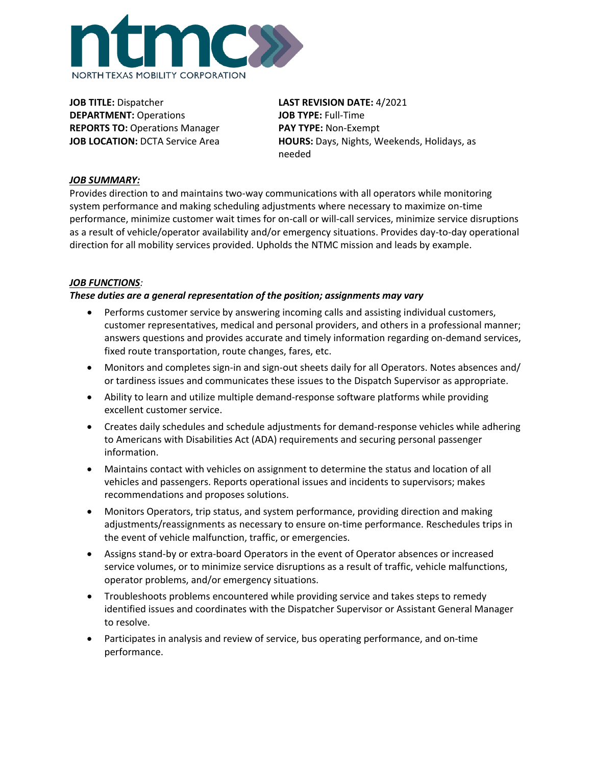NORTH TEXAS MOBILITY CORPORATION

**JOB TITLE:** Dispatcher
**DEPARTMENT:** Operations
**REPORTS TO:** Operations Manager
**JOB LOCATION:** DCTA Service Area

**LAST REVISION DATE:** 4/2021
**JOB TYPE:** Full-Time
**PAY TYPE:** Non-Exempt
**HOURS:** Days, Nights, Weekends, Holidays, as needed

***JOB SUMMARY:***

Provides direction to and maintains two-way communications with all operators while monitoring system performance and making scheduling adjustments where necessary to maximize on-time performance, minimize customer wait times for on-call or will-call services, minimize service disruptions as a result of vehicle/operator availability and/or emergency situations. Provides day-to-day operational direction for all mobility services provided. Upholds the NTMC mission and leads by example.

***JOB FUNCTIONS:***

***These duties are a general representation of the position; assignments may vary***

- Performs customer service by answering incoming calls and assisting individual customers, customer representatives, medical and personal providers, and others in a professional manner; answers questions and provides accurate and timely information regarding on-demand services, fixed route transportation, route changes, fares, etc.
- Monitors and completes sign-in and sign-out sheets daily for all Operators. Notes absences and/or tardiness issues and communicates these issues to the Dispatch Supervisor as appropriate.
- Ability to learn and utilize multiple demand-response software platforms while providing excellent customer service.
- Creates daily schedules and schedule adjustments for demand-response vehicles while adhering to Americans with Disabilities Act (ADA) requirements and securing personal passenger information.
- Maintains contact with vehicles on assignment to determine the status and location of all vehicles and passengers. Reports operational issues and incidents to supervisors; makes recommendations and proposes solutions.
- Monitors Operators, trip status, and system performance, providing direction and making adjustments/reassignments as necessary to ensure on-time performance. Reschedules trips in the event of vehicle malfunction, traffic, or emergencies.
- Assigns stand-by or extra-board Operators in the event of Operator absences or increased service volumes, or to minimize service disruptions as a result of traffic, vehicle malfunctions, operator problems, and/or emergency situations.
- Troubleshoots problems encountered while providing service and takes steps to remedy identified issues and coordinates with the Dispatcher Supervisor or Assistant General Manager to resolve.
- Participates in analysis and review of service, bus operating performance, and on-time performance.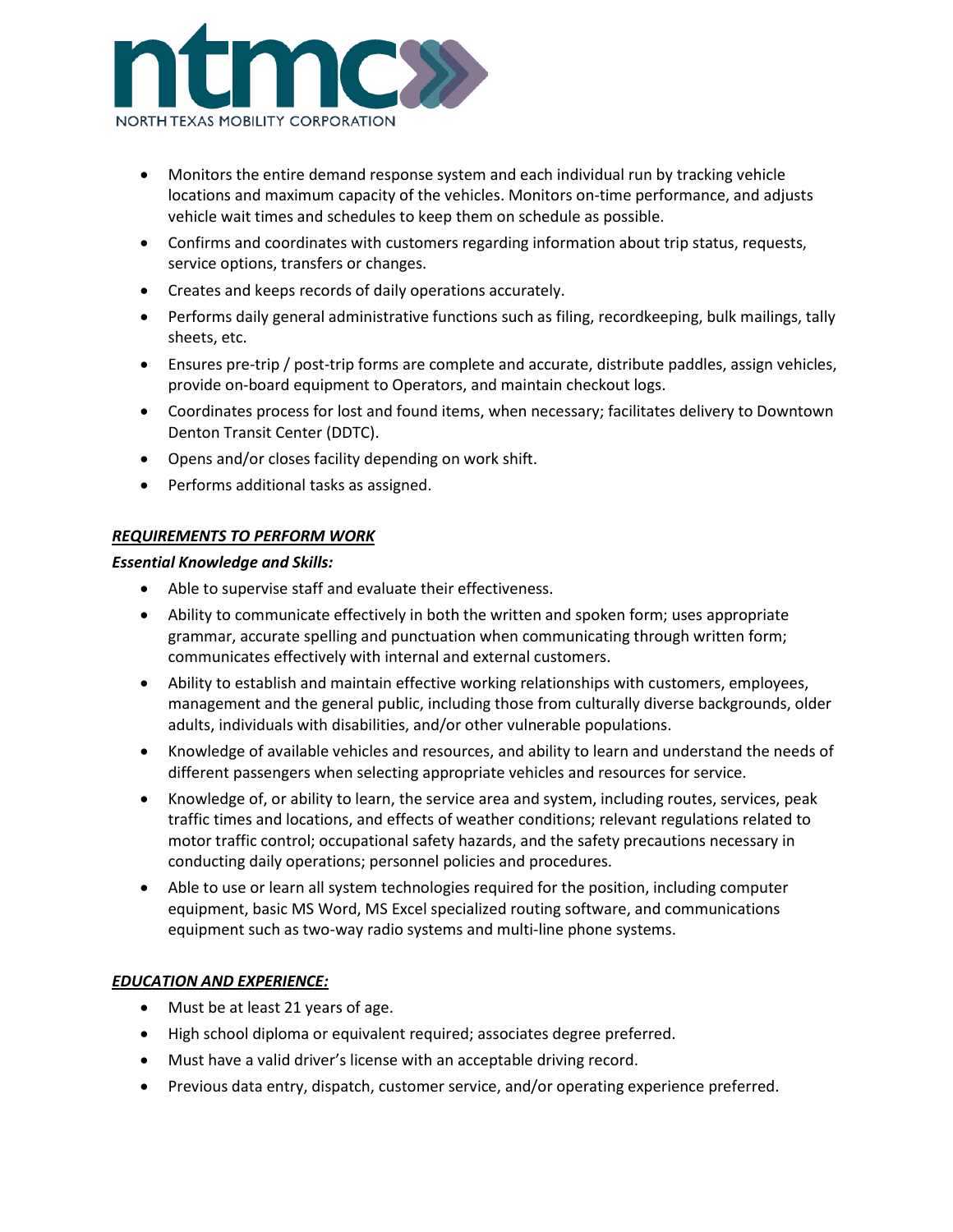- Monitors the entire demand response system and each individual run by tracking vehicle locations and maximum capacity of the vehicles. Monitors on-time performance, and adjusts vehicle wait times and schedules to keep them on schedule as possible.
- Confirms and coordinates with customers regarding information about trip status, requests, service options, transfers or changes.
- Creates and keeps records of daily operations accurately.
- Performs daily general administrative functions such as filing, recordkeeping, bulk mailings, tally sheets, etc.
- Ensures pre-trip / post-trip forms are complete and accurate, distribute paddles, assign vehicles, provide on-board equipment to Operators, and maintain checkout logs.
- Coordinates process for lost and found items, when necessary; facilitates delivery to Downtown Denton Transit Center (DDTC).
- Opens and/or closes facility depending on work shift.
- Performs additional tasks as assigned.

***REQUIREMENTS TO PERFORM WORK***

***Essential Knowledge and Skills:***

- Able to supervise staff and evaluate their effectiveness.
- Ability to communicate effectively in both the written and spoken form; uses appropriate grammar, accurate spelling and punctuation when communicating through written form; communicates effectively with internal and external customers.
- Ability to establish and maintain effective working relationships with customers, employees, management and the general public, including those from culturally diverse backgrounds, older adults, individuals with disabilities, and/or other vulnerable populations.
- Knowledge of available vehicles and resources, and ability to learn and understand the needs of different passengers when selecting appropriate vehicles and resources for service.
- Knowledge of, or ability to learn, the service area and system, including routes, services, peak traffic times and locations, and effects of weather conditions; relevant regulations related to motor traffic control; occupational safety hazards, and the safety precautions necessary in conducting daily operations; personnel policies and procedures.
- Able to use or learn all system technologies required for the position, including computer equipment, basic MS Word, MS Excel specialized routing software, and communications equipment such as two-way radio systems and multi-line phone systems.

***EDUCATION AND EXPERIENCE:***

- Must be at least 21 years of age.
- High school diploma or equivalent required; associates degree preferred.
- Must have a valid driver's license with an acceptable driving record.
- Previous data entry, dispatch, customer service, and/or operating experience preferred.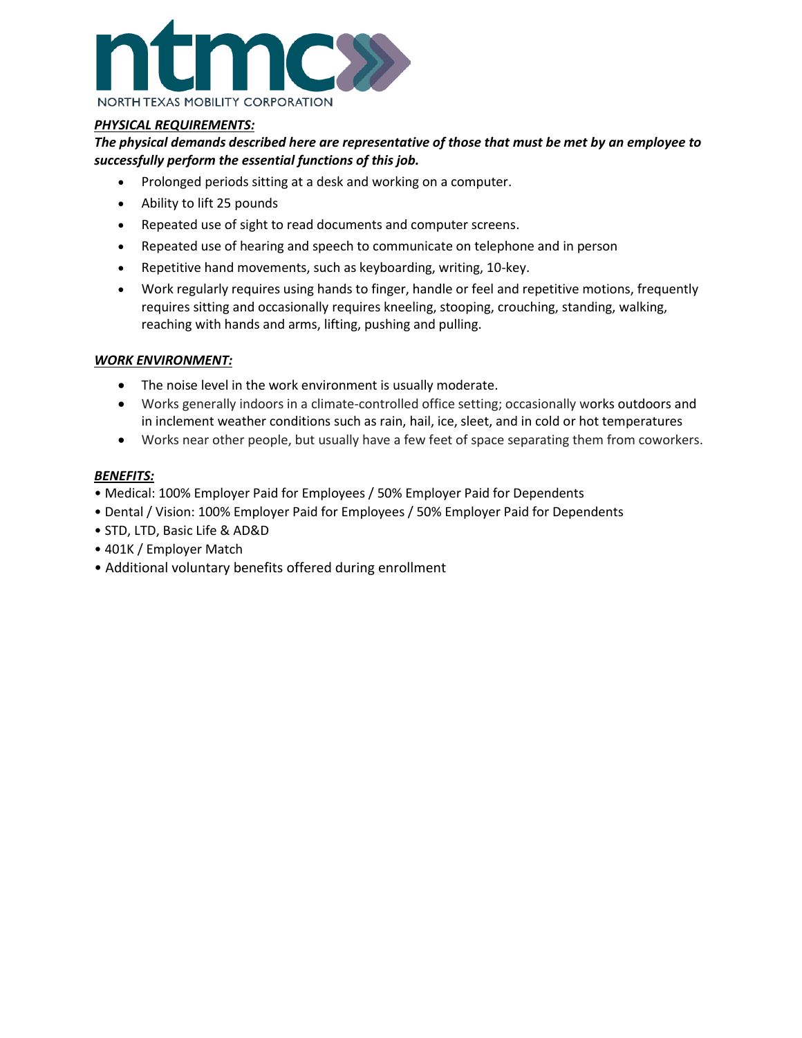NORTH TEXAS MOBILITY CORPORATION

***PHYSICAL REQUIREMENTS:***

***The physical demands described here are representative of those that must be met by an employee to successfully perform the essential functions of this job.***

- Prolonged periods sitting at a desk and working on a computer.
- Ability to lift 25 pounds
- Repeated use of sight to read documents and computer screens.
- Repeated use of hearing and speech to communicate on telephone and in person
- Repetitive hand movements, such as keyboarding, writing, 10-key.
- Work regularly requires using hands to finger, handle or feel and repetitive motions, frequently requires sitting and occasionally requires kneeling, stooping, crouching, standing, walking, reaching with hands and arms, lifting, pushing and pulling.

***WORK ENVIRONMENT:***

- The noise level in the work environment is usually moderate.
- Works generally indoors in a climate-controlled office setting; occasionally works outdoors and in inclement weather conditions such as rain, hail, ice, sleet, and in cold or hot temperatures
- Works near other people, but usually have a few feet of space separating them from coworkers.

***BENEFITS:***

- Medical: 100% Employer Paid for Employees / 50% Employer Paid for Dependents
- Dental / Vision: 100% Employer Paid for Employees / 50% Employer Paid for Dependents
- STD, LTD, Basic Life & AD&D
- 401K / Employer Match
- Additional voluntary benefits offered during enrollment